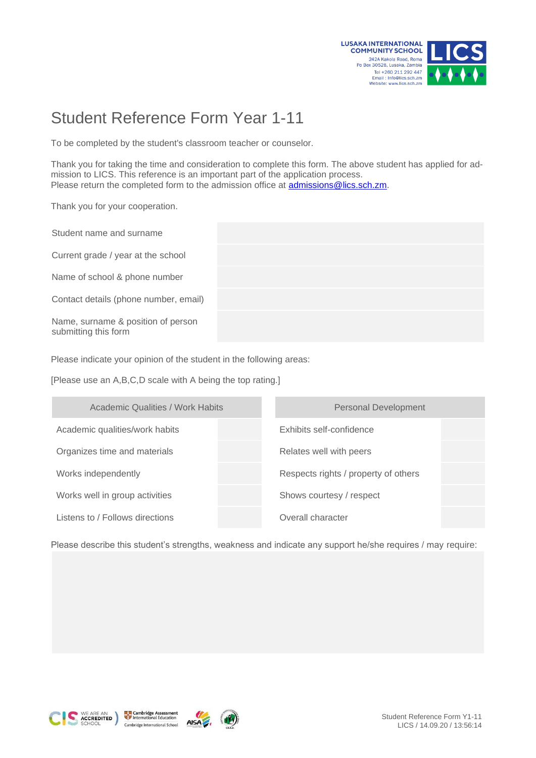LUSAKA INTERNATIONAL COMMUNITY SCHOOL
242A Kakola Road, Roma
Po Box 30528, Lusaka, Zambia
Tel +260 211 292 447
Email : info@lics.sch.zm
Website: www.lics.sch.zm

# Student Reference Form Year 1-11

To be completed by the student's classroom teacher or counselor.

Thank you for taking the time and consideration to complete this form. The above student has applied for admission to LICS. This reference is an important part of the application process.
Please return the completed form to the admission office at admissions@lics.sch.zm.

Thank you for your cooperation.

| | |
|---|---|
| Student name and surname | |
| Current grade / year at the school | |
| Name of school & phone number | |
| Contact details (phone number, email) | |
| Name, surname & position of person submitting this form | |

Please indicate your opinion of the student in the following areas:

[Please use an A,B,C,D scale with A being the top rating.]

| Academic Qualities / Work Habits | | Personal Development | |
|---|---|---|---|
| Academic qualities/work habits | | Exhibits self-confidence | |
| Organizes time and materials | | Relates well with peers | |
| Works independently | | Respects rights / property of others | |
| Works well in group activities | | Shows courtesy / respect | |
| Listens to / Follows directions | | Overall character | |

Please describe this student's strengths, weakness and indicate any support he/she requires / may require:

Student Reference Form Y1-11
LICS / 14.09.20 / 13:56:14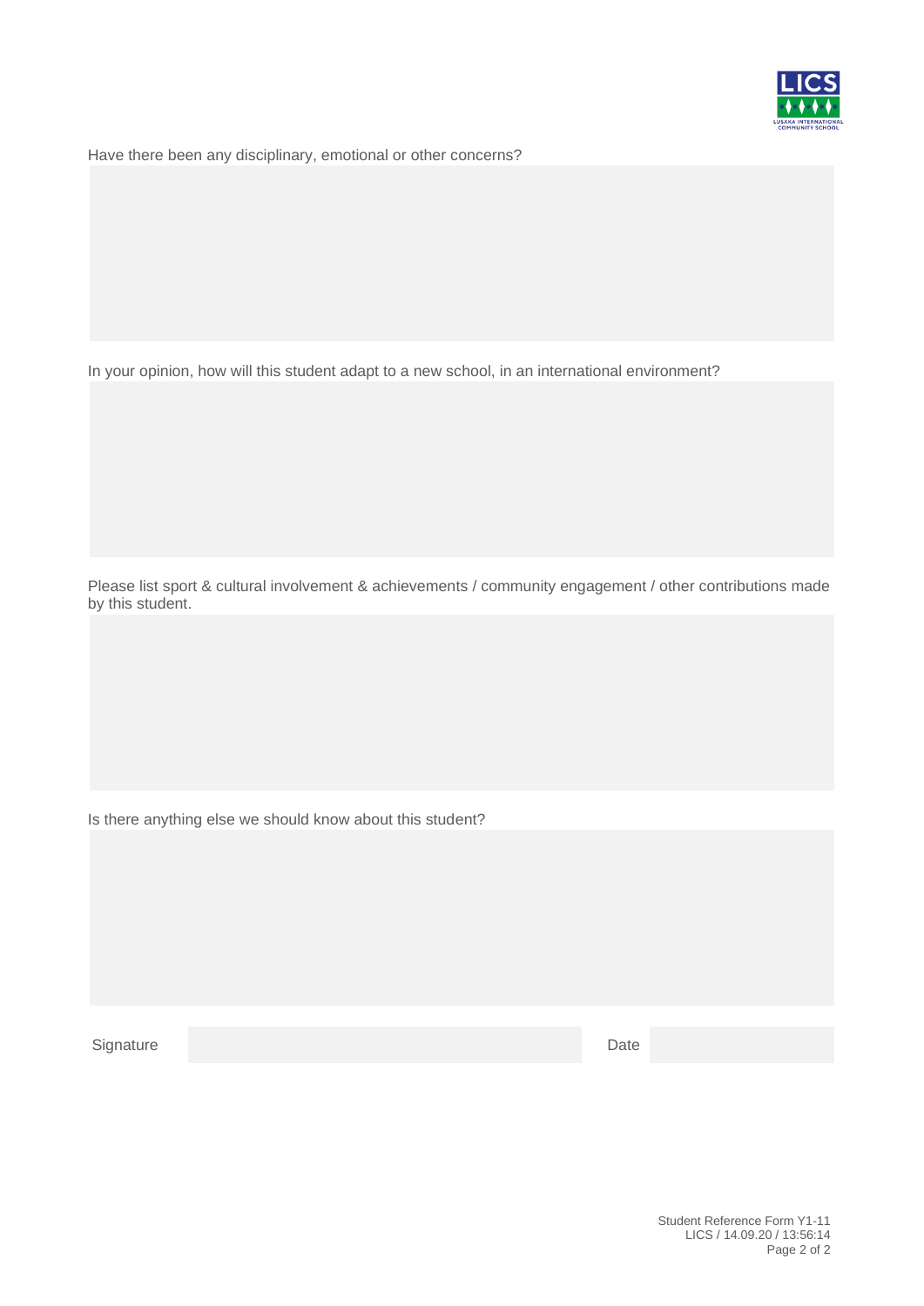Have there been any disciplinary, emotional or other concerns?

In your opinion, how will this student adapt to a new school, in an international environment?

Please list sport & cultural involvement & achievements / community engagement / other contributions made by this student.

Is there anything else we should know about this student?

| | | | |
|---|---|---|---|
| Signature | | Date | |